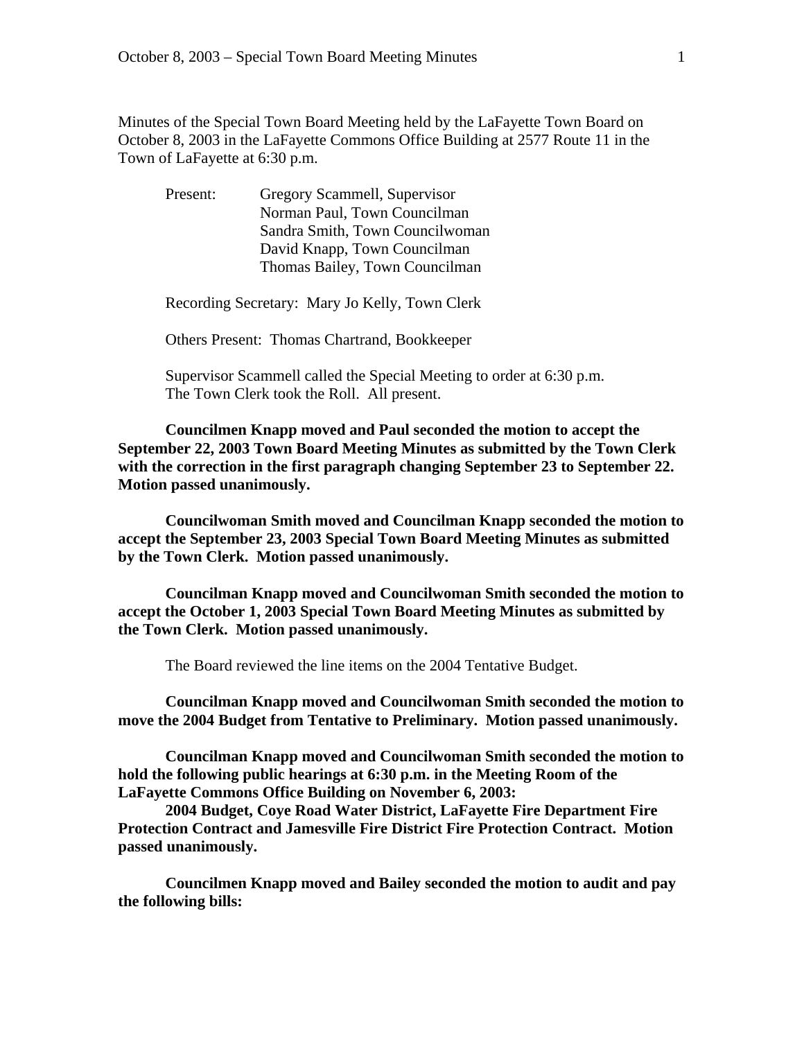Minutes of the Special Town Board Meeting held by the LaFayette Town Board on October 8, 2003 in the LaFayette Commons Office Building at 2577 Route 11 in the Town of LaFayette at 6:30 p.m.

Present: Gregory Scammell, Supervisor
Norman Paul, Town Councilman
Sandra Smith, Town Councilwoman
David Knapp, Town Councilman
Thomas Bailey, Town Councilman

Recording Secretary: Mary Jo Kelly, Town Clerk

Others Present: Thomas Chartrand, Bookkeeper

Supervisor Scammell called the Special Meeting to order at 6:30 p.m.
The Town Clerk took the Roll. All present.

**Councilmen Knapp moved and Paul seconded the motion to accept the September 22, 2003 Town Board Meeting Minutes as submitted by the Town Clerk with the correction in the first paragraph changing September 23 to September 22. Motion passed unanimously.**

**Councilwoman Smith moved and Councilman Knapp seconded the motion to accept the September 23, 2003 Special Town Board Meeting Minutes as submitted by the Town Clerk. Motion passed unanimously.**

**Councilman Knapp moved and Councilwoman Smith seconded the motion to accept the October 1, 2003 Special Town Board Meeting Minutes as submitted by the Town Clerk. Motion passed unanimously.**

The Board reviewed the line items on the 2004 Tentative Budget.

**Councilman Knapp moved and Councilwoman Smith seconded the motion to move the 2004 Budget from Tentative to Preliminary. Motion passed unanimously.**

**Councilman Knapp moved and Councilwoman Smith seconded the motion to hold the following public hearings at 6:30 p.m. in the Meeting Room of the LaFayette Commons Office Building on November 6, 2003:**

**2004 Budget, Coye Road Water District, LaFayette Fire Department Fire Protection Contract and Jamesville Fire District Fire Protection Contract. Motion passed unanimously.**

**Councilmen Knapp moved and Bailey seconded the motion to audit and pay the following bills:**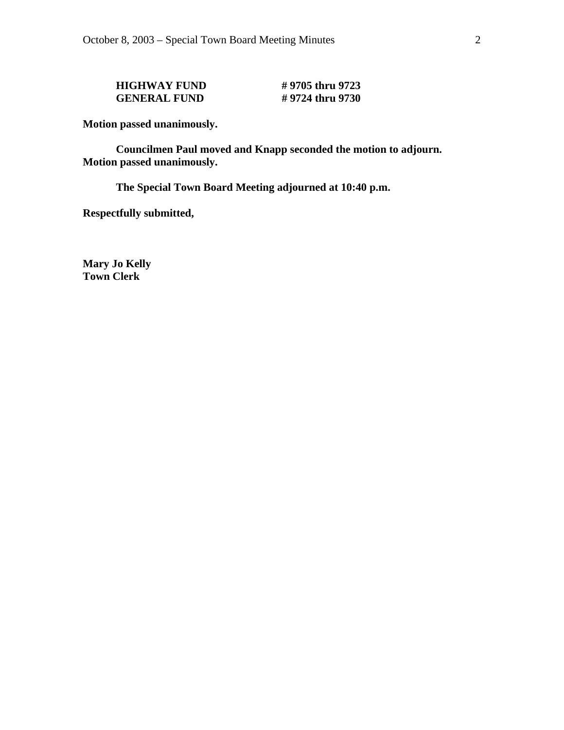| | |
|---|---|
| **HIGHWAY FUND** | **# 9705 thru 9723** |
| **GENERAL FUND** | **# 9724 thru 9730** |

**Motion passed unanimously.**

**Councilmen Paul moved and Knapp seconded the motion to adjourn. Motion passed unanimously.**

**The Special Town Board Meeting adjourned at 10:40 p.m.**

**Respectfully submitted,**

**Mary Jo Kelly**
**Town Clerk**